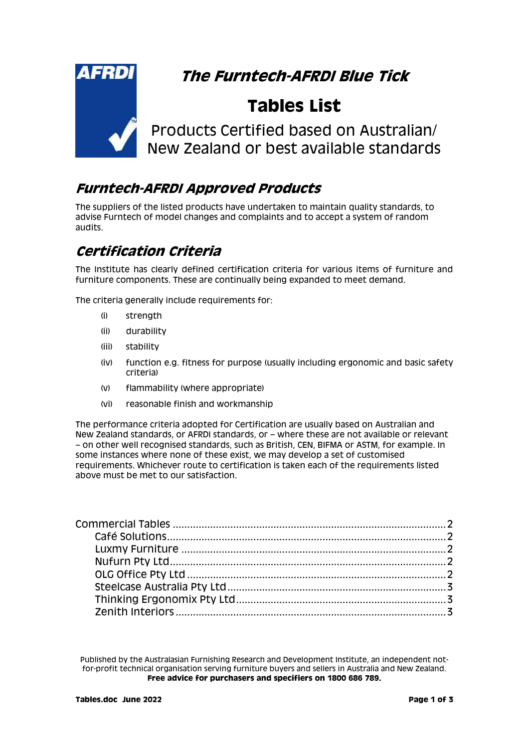# The Furntech-AFRDI Blue Tick

# Tables List

Products Certified based on Australian/ New Zealand or best available standards

## Furntech-AFRDI Approved Products

The suppliers of the listed products have undertaken to maintain quality standards, to advise Furntech of model changes and complaints and to accept a system of random audits.

## Certification Criteria

The Institute has clearly defined certification criteria for various items of furniture and furniture components. These are continually being expanded to meet demand.

The criteria generally include requirements for:

- (i) strength
- (ii) durability
- (iii) stability
- (iv) function e.g. fitness for purpose (usually including ergonomic and basic safety criteria)
- (v) flammability (where appropriate)
- (vi) reasonable finish and workmanship

The performance criteria adopted for Certification are usually based on Australian and New Zealand standards, or AFRDI standards, or – where these are not available or relevant – on other well recognised standards, such as British, CEN, BIFMA or ASTM, for example. In some instances where none of these exist, we may develop a set of customised requirements. Whichever route to certification is taken each of the requirements listed above must be met to our satisfaction.

Commercial Tables ........ 2
- Café Solutions ........ 2
- Luxmy Furniture ........ 2
- Nufurn Pty Ltd ........ 2
- OLG Office Pty Ltd ........ 2
- Steelcase Australia Pty Ltd ........ 3
- Thinking Ergonomix Pty Ltd ........ 3
- Zenith Interiors ........ 3

Published by the Australasian Furnishing Research and Development Institute, an independent not-for-profit technical organisation serving furniture buyers and sellers in Australia and New Zealand.
**Free advice for purchasers and specifiers on 1800 686 789.**

**Tables.doc June 2022**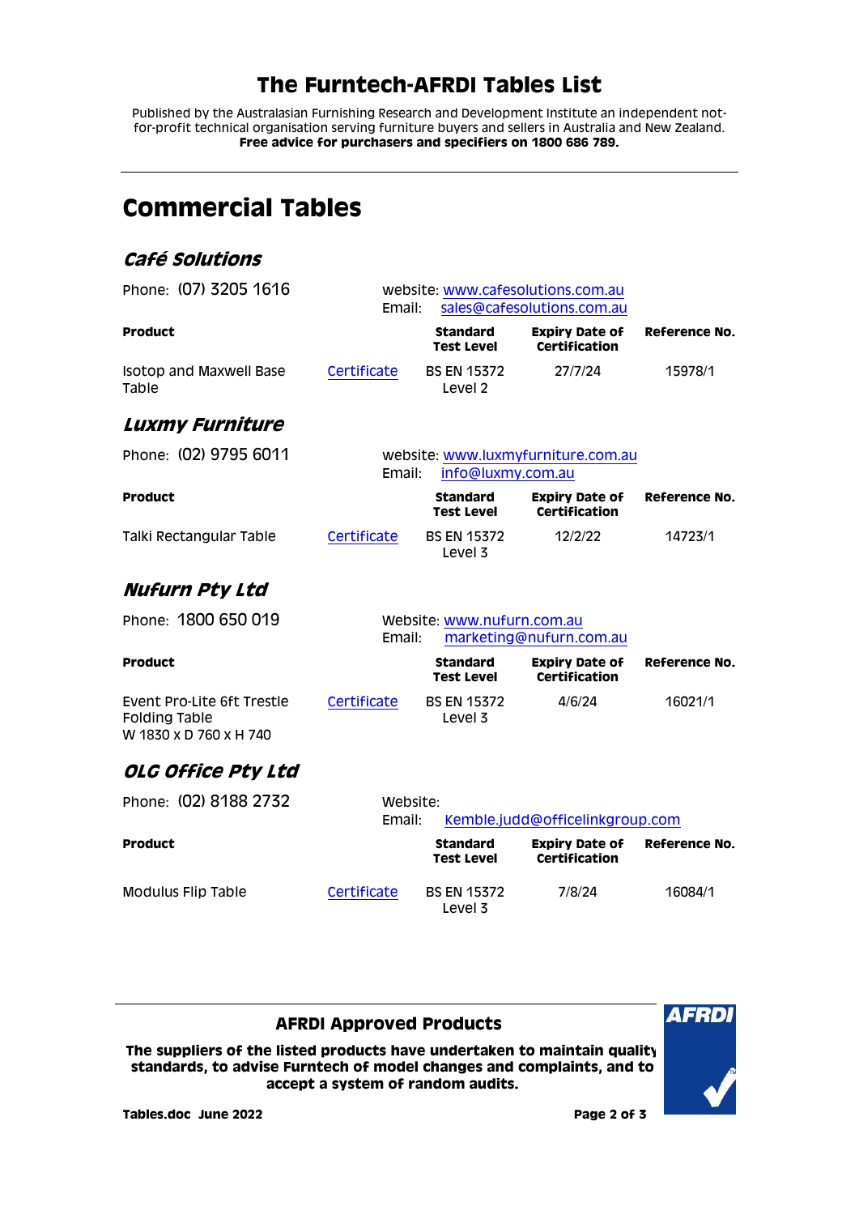# The Furntech-AFRDI Tables List

Published by the Australasian Furnishing Research and Development Institute an independent not-for-profit technical organisation serving furniture buyers and sellers in Australia and New Zealand.
**Free advice for purchasers and specifiers on 1800 686 789.**

## Commercial Tables

### *Café Solutions*

Phone: (07) 3205 1616

website: www.cafesolutions.com.au
Email: sales@cafesolutions.com.au

| Product | | Standard Test Level | Expiry Date of Certification | Reference No. |
|---|---|---|---|---|
| Isotop and Maxwell Base Table | Certificate | BS EN 15372 Level 2 | 27/7/24 | 15978/1 |

### *Luxmy Furniture*

Phone: (02) 9795 6011

website: www.luxmyfurniture.com.au
Email: info@luxmy.com.au

| Product | | Standard Test Level | Expiry Date of Certification | Reference No. |
|---|---|---|---|---|
| Talki Rectangular Table | Certificate | BS EN 15372 Level 3 | 12/2/22 | 14723/1 |

### *Nufurn Pty Ltd*

Phone: 1800 650 019

Website: www.nufurn.com.au
Email: marketing@nufurn.com.au

| Product | | Standard Test Level | Expiry Date of Certification | Reference No. |
|---|---|---|---|---|
| Event Pro-Lite 6ft Trestle Folding Table W 1830 x D 760 x H 740 | Certificate | BS EN 15372 Level 3 | 4/6/24 | 16021/1 |

### *OLG Office Pty Ltd*

Phone: (02) 8188 2732

Website:
Email: Kemble.judd@officelinkgroup.com

| Product | | Standard Test Level | Expiry Date of Certification | Reference No. |
|---|---|---|---|---|
| Modulus Flip Table | Certificate | BS EN 15372 Level 3 | 7/8/24 | 16084/1 |

**AFRDI Approved Products**

**The suppliers of the listed products have undertaken to maintain quality standards, to advise Furntech of model changes and complaints, and to accept a system of random audits.**

**Tables.doc June 2022**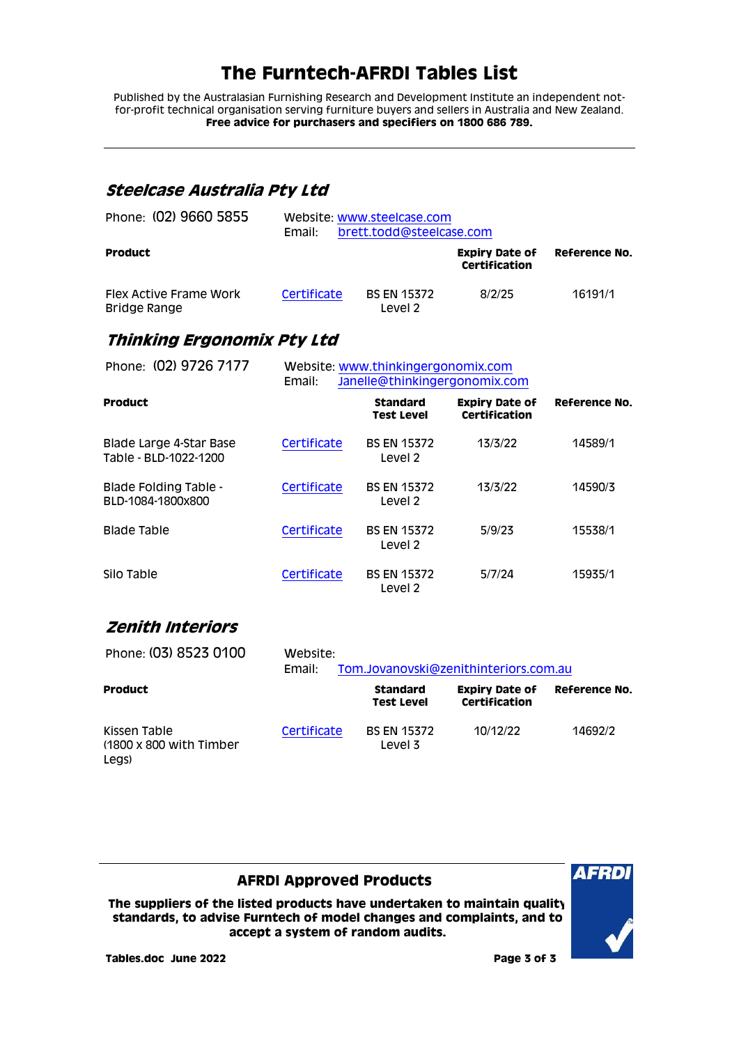# The Furntech-AFRDI Tables List

Published by the Australasian Furnishing Research and Development Institute an independent not-for-profit technical organisation serving furniture buyers and sellers in Australia and New Zealand.
**Free advice for purchasers and specifiers on 1800 686 789.**

---

## *Steelcase Australia Pty Ltd*

Phone: (02) 9660 5855

Website: www.steelcase.com
Email: brett.todd@steelcase.com

| Product | | | Expiry Date of Certification | Reference No. |
|---|---|---|---|---|
| Flex Active Frame Work Bridge Range | Certificate | BS EN 15372 Level 2 | 8/2/25 | 16191/1 |

## *Thinking Ergonomix Pty Ltd*

Phone: (02) 9726 7177

Website: www.thinkingergonomix.com
Email: Janelle@thinkingergonomix.com

| Product | | Standard Test Level | Expiry Date of Certification | Reference No. |
|---|---|---|---|---|
| Blade Large 4-Star Base Table - BLD-1022-1200 | Certificate | BS EN 15372 Level 2 | 13/3/22 | 14589/1 |
| Blade Folding Table - BLD-1084-1800x800 | Certificate | BS EN 15372 Level 2 | 13/3/22 | 14590/3 |
| Blade Table | Certificate | BS EN 15372 Level 2 | 5/9/23 | 15538/1 |
| Silo Table | Certificate | BS EN 15372 Level 2 | 5/7/24 | 15935/1 |

## *Zenith Interiors*

Phone: (03) 8523 0100

Website:
Email: Tom.Jovanovski@zenithinteriors.com.au

| Product | | Standard Test Level | Expiry Date of Certification | Reference No. |
|---|---|---|---|---|
| Kissen Table (1800 x 800 with Timber Legs) | Certificate | BS EN 15372 Level 3 | 10/12/22 | 14692/2 |

---

**AFRDI Approved Products**

**The suppliers of the listed products have undertaken to maintain quality standards, to advise Furntech of model changes and complaints, and to accept a system of random audits.**

**Tables.doc June 2022**